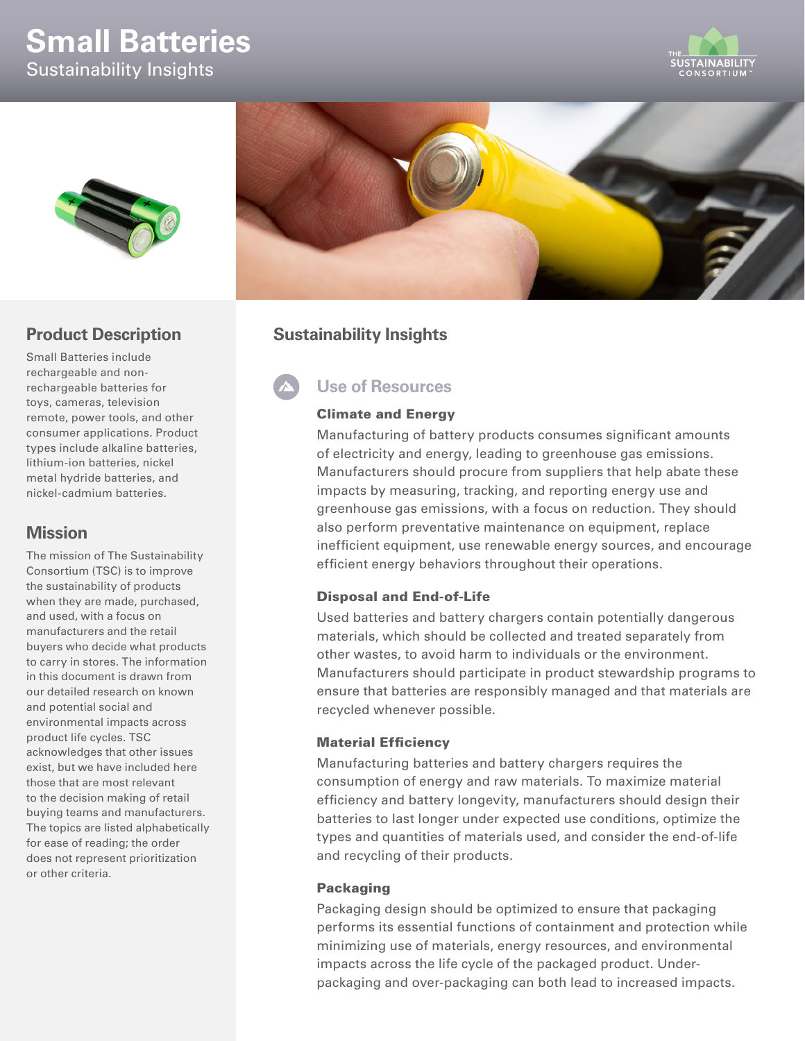# Small Batteries

Sustainability Insights

## Product Description

Small Batteries include rechargeable and non-rechargeable batteries for toys, cameras, television remote, power tools, and other consumer applications. Product types include alkaline batteries, lithium-ion batteries, nickel metal hydride batteries, and nickel-cadmium batteries.

## Mission

The mission of The Sustainability Consortium (TSC) is to improve the sustainability of products when they are made, purchased, and used, with a focus on manufacturers and the retail buyers who decide what products to carry in stores. The information in this document is drawn from our detailed research on known and potential social and environmental impacts across product life cycles. TSC acknowledges that other issues exist, but we have included here those that are most relevant to the decision making of retail buying teams and manufacturers. The topics are listed alphabetically for ease of reading; the order does not represent prioritization or other criteria.

## Sustainability Insights

### Use of Resources

#### Climate and Energy

Manufacturing of battery products consumes significant amounts of electricity and energy, leading to greenhouse gas emissions. Manufacturers should procure from suppliers that help abate these impacts by measuring, tracking, and reporting energy use and greenhouse gas emissions, with a focus on reduction. They should also perform preventative maintenance on equipment, replace inefficient equipment, use renewable energy sources, and encourage efficient energy behaviors throughout their operations.

#### Disposal and End-of-Life

Used batteries and battery chargers contain potentially dangerous materials, which should be collected and treated separately from other wastes, to avoid harm to individuals or the environment. Manufacturers should participate in product stewardship programs to ensure that batteries are responsibly managed and that materials are recycled whenever possible.

#### Material Efficiency

Manufacturing batteries and battery chargers requires the consumption of energy and raw materials. To maximize material efficiency and battery longevity, manufacturers should design their batteries to last longer under expected use conditions, optimize the types and quantities of materials used, and consider the end-of-life and recycling of their products.

#### Packaging

Packaging design should be optimized to ensure that packaging performs its essential functions of containment and protection while minimizing use of materials, energy resources, and environmental impacts across the life cycle of the packaged product. Under-packaging and over-packaging can both lead to increased impacts.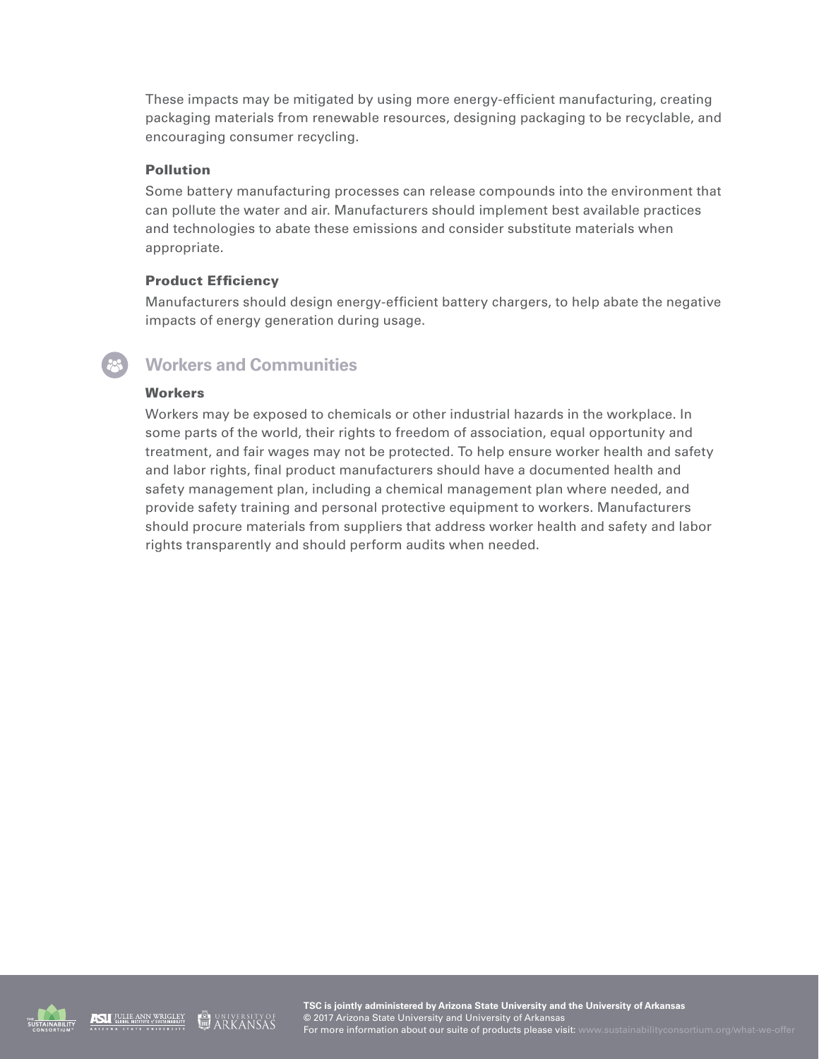These impacts may be mitigated by using more energy-efficient manufacturing, creating packaging materials from renewable resources, designing packaging to be recyclable, and encouraging consumer recycling.

### Pollution

Some battery manufacturing processes can release compounds into the environment that can pollute the water and air. Manufacturers should implement best available practices and technologies to abate these emissions and consider substitute materials when appropriate.

### Product Efficiency

Manufacturers should design energy-efficient battery chargers, to help abate the negative impacts of energy generation during usage.

## Workers and Communities

### Workers

Workers may be exposed to chemicals or other industrial hazards in the workplace. In some parts of the world, their rights to freedom of association, equal opportunity and treatment, and fair wages may not be protected. To help ensure worker health and safety and labor rights, final product manufacturers should have a documented health and safety management plan, including a chemical management plan where needed, and provide safety training and personal protective equipment to workers. Manufacturers should procure materials from suppliers that address worker health and safety and labor rights transparently and should perform audits when needed.

**TSC is jointly administered by Arizona State University and the University of Arkansas**
© 2017 Arizona State University and University of Arkansas
For more information about our suite of products please visit: www.sustainabilityconsortium.org/what-we-offer